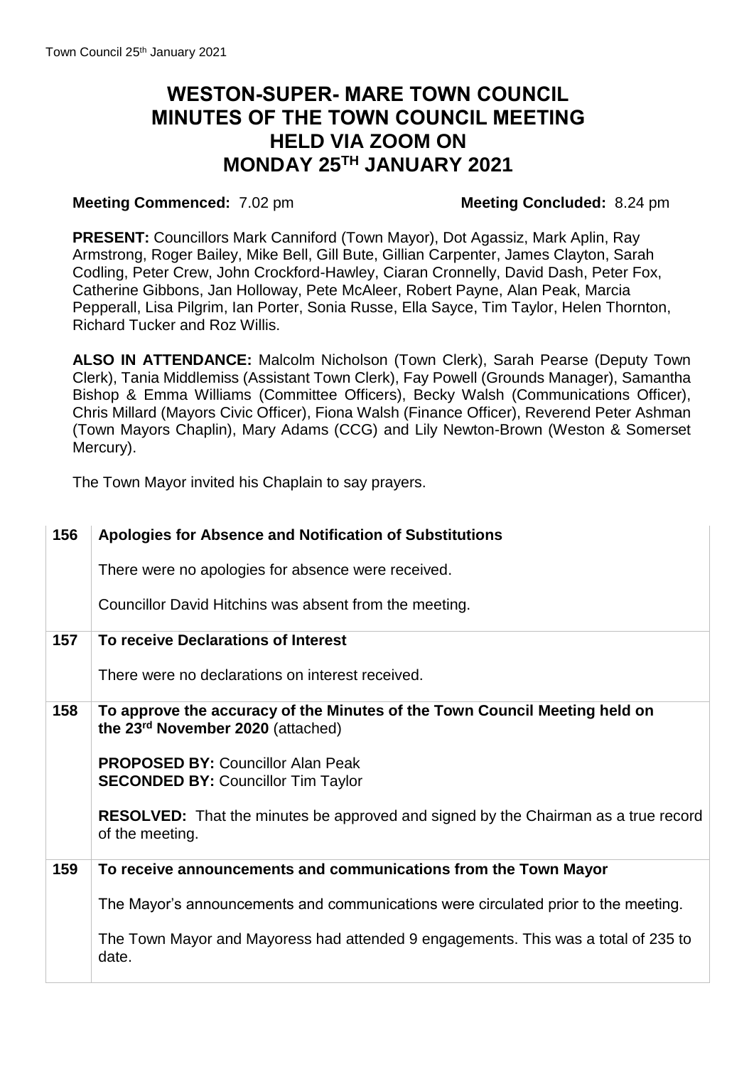# WESTON-SUPER- MARE TOWN COUNCIL
# MINUTES OF THE TOWN COUNCIL MEETING
# HELD VIA ZOOM ON
# MONDAY 25TH JANUARY 2021

**Meeting Commenced:** 7.02 pm **Meeting Concluded:** 8.24 pm

**PRESENT:** Councillors Mark Canniford (Town Mayor), Dot Agassiz, Mark Aplin, Ray Armstrong, Roger Bailey, Mike Bell, Gill Bute, Gillian Carpenter, James Clayton, Sarah Codling, Peter Crew, John Crockford-Hawley, Ciaran Cronnelly, David Dash, Peter Fox, Catherine Gibbons, Jan Holloway, Pete McAleer, Robert Payne, Alan Peak, Marcia Pepperall, Lisa Pilgrim, Ian Porter, Sonia Russe, Ella Sayce, Tim Taylor, Helen Thornton, Richard Tucker and Roz Willis.

**ALSO IN ATTENDANCE:** Malcolm Nicholson (Town Clerk), Sarah Pearse (Deputy Town Clerk), Tania Middlemiss (Assistant Town Clerk), Fay Powell (Grounds Manager), Samantha Bishop & Emma Williams (Committee Officers), Becky Walsh (Communications Officer), Chris Millard (Mayors Civic Officer), Fiona Walsh (Finance Officer), Reverend Peter Ashman (Town Mayors Chaplin), Mary Adams (CCG) and Lily Newton-Brown (Weston & Somerset Mercury).

The Town Mayor invited his Chaplain to say prayers.

| | |
|---|---|
| 156 | **Apologies for Absence and Notification of Substitutions**<br><br>There were no apologies for absence were received.<br><br>Councillor David Hitchins was absent from the meeting. |
| 157 | **To receive Declarations of Interest**<br><br>There were no declarations on interest received. |
| 158 | **To approve the accuracy of the Minutes of the Town Council Meeting held on the 23rd November 2020** (attached)<br><br>**PROPOSED BY:** Councillor Alan Peak<br>**SECONDED BY:** Councillor Tim Taylor<br><br>**RESOLVED:** That the minutes be approved and signed by the Chairman as a true record of the meeting. |
| 159 | **To receive announcements and communications from the Town Mayor**<br><br>The Mayor's announcements and communications were circulated prior to the meeting.<br><br>The Town Mayor and Mayoress had attended 9 engagements. This was a total of 235 to date. |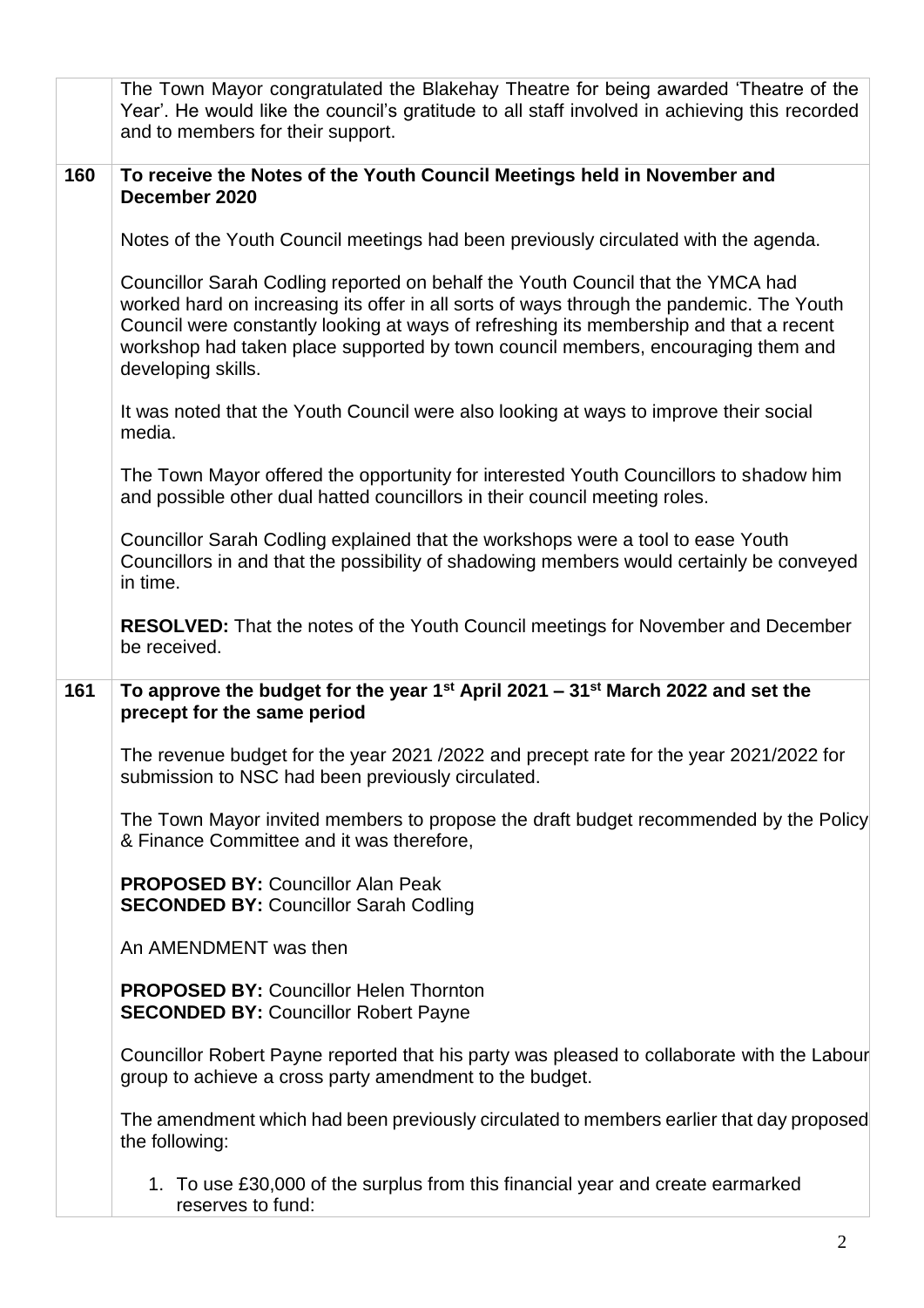The Town Mayor congratulated the Blakehay Theatre for being awarded 'Theatre of the Year'. He would like the council's gratitude to all staff involved in achieving this recorded and to members for their support.

## 160 To receive the Notes of the Youth Council Meetings held in November and December 2020

Notes of the Youth Council meetings had been previously circulated with the agenda.

Councillor Sarah Codling reported on behalf the Youth Council that the YMCA had worked hard on increasing its offer in all sorts of ways through the pandemic. The Youth Council were constantly looking at ways of refreshing its membership and that a recent workshop had taken place supported by town council members, encouraging them and developing skills.

It was noted that the Youth Council were also looking at ways to improve their social media.

The Town Mayor offered the opportunity for interested Youth Councillors to shadow him and possible other dual hatted councillors in their council meeting roles.

Councillor Sarah Codling explained that the workshops were a tool to ease Youth Councillors in and that the possibility of shadowing members would certainly be conveyed in time.

**RESOLVED:** That the notes of the Youth Council meetings for November and December be received.

## 161 To approve the budget for the year 1st April 2021 – 31st March 2022 and set the precept for the same period

The revenue budget for the year 2021 /2022 and precept rate for the year 2021/2022 for submission to NSC had been previously circulated.

The Town Mayor invited members to propose the draft budget recommended by the Policy & Finance Committee and it was therefore,

**PROPOSED BY:** Councillor Alan Peak
**SECONDED BY:** Councillor Sarah Codling

An AMENDMENT was then

**PROPOSED BY:** Councillor Helen Thornton
**SECONDED BY:** Councillor Robert Payne

Councillor Robert Payne reported that his party was pleased to collaborate with the Labour group to achieve a cross party amendment to the budget.

The amendment which had been previously circulated to members earlier that day proposed the following:

1. To use £30,000 of the surplus from this financial year and create earmarked reserves to fund: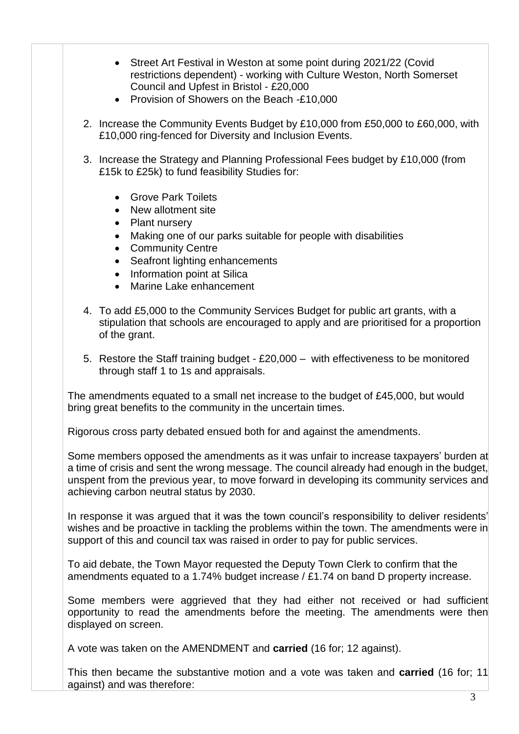- Street Art Festival in Weston at some point during 2021/22 (Covid restrictions dependent) - working with Culture Weston, North Somerset Council and Upfest in Bristol - £20,000
- Provision of Showers on the Beach -£10,000

2. Increase the Community Events Budget by £10,000 from £50,000 to £60,000, with £10,000 ring-fenced for Diversity and Inclusion Events.

3. Increase the Strategy and Planning Professional Fees budget by £10,000 (from £15k to £25k) to fund feasibility Studies for:

   - Grove Park Toilets
   - New allotment site
   - Plant nursery
   - Making one of our parks suitable for people with disabilities
   - Community Centre
   - Seafront lighting enhancements
   - Information point at Silica
   - Marine Lake enhancement

4. To add £5,000 to the Community Services Budget for public art grants, with a stipulation that schools are encouraged to apply and are prioritised for a proportion of the grant.

5. Restore the Staff training budget - £20,000 – with effectiveness to be monitored through staff 1 to 1s and appraisals.

The amendments equated to a small net increase to the budget of £45,000, but would bring great benefits to the community in the uncertain times.

Rigorous cross party debated ensued both for and against the amendments.

Some members opposed the amendments as it was unfair to increase taxpayers' burden at a time of crisis and sent the wrong message. The council already had enough in the budget, unspent from the previous year, to move forward in developing its community services and achieving carbon neutral status by 2030.

In response it was argued that it was the town council's responsibility to deliver residents' wishes and be proactive in tackling the problems within the town. The amendments were in support of this and council tax was raised in order to pay for public services.

To aid debate, the Town Mayor requested the Deputy Town Clerk to confirm that the amendments equated to a 1.74% budget increase / £1.74 on band D property increase.

Some members were aggrieved that they had either not received or had sufficient opportunity to read the amendments before the meeting. The amendments were then displayed on screen.

A vote was taken on the AMENDMENT and **carried** (16 for; 12 against).

This then became the substantive motion and a vote was taken and **carried** (16 for; 11 against) and was therefore: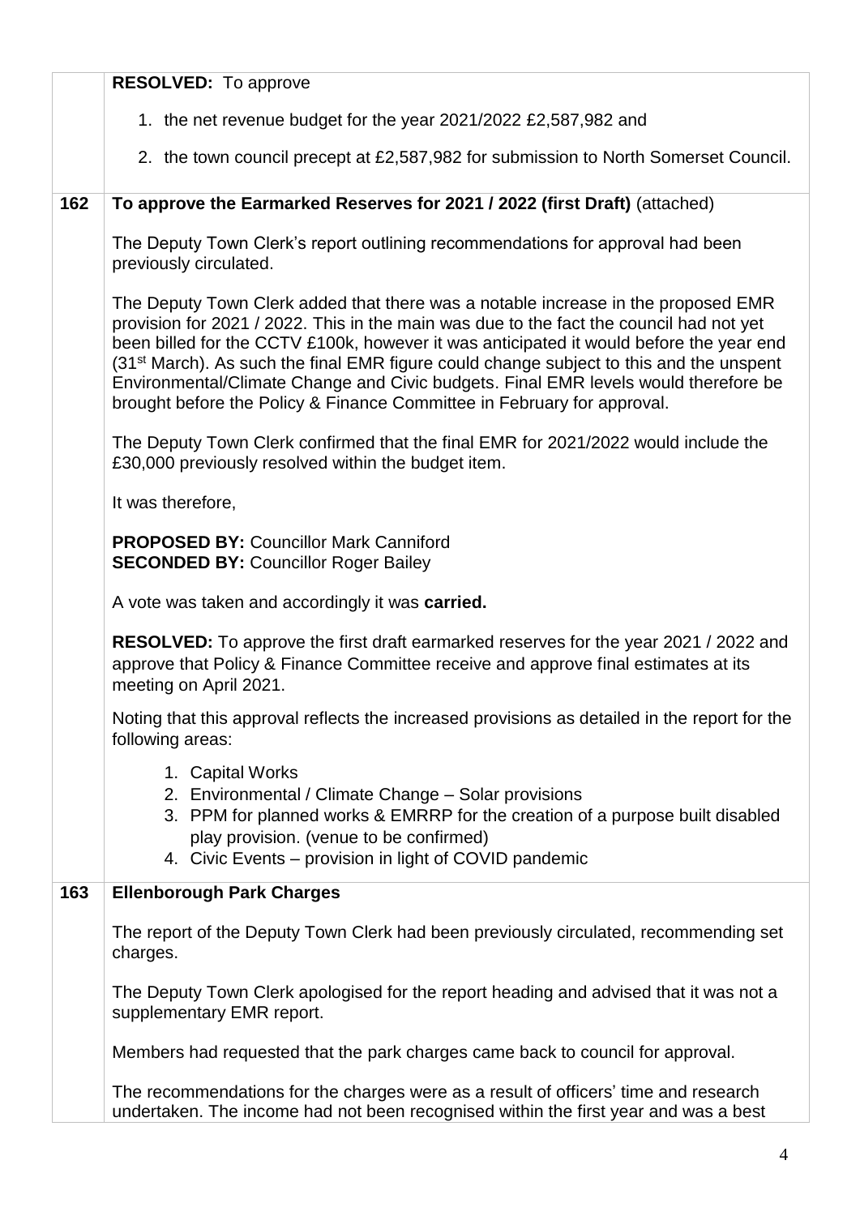| | |
|---|---|
| | **RESOLVED:** To approve<br><br>1. the net revenue budget for the year 2021/2022 £2,587,982 and<br>2. the town council precept at £2,587,982 for submission to North Somerset Council. |
| **162** | **To approve the Earmarked Reserves for 2021 / 2022 (first Draft)** (attached)<br><br>The Deputy Town Clerk's report outlining recommendations for approval had been previously circulated.<br><br>The Deputy Town Clerk added that there was a notable increase in the proposed EMR provision for 2021 / 2022. This in the main was due to the fact the council had not yet been billed for the CCTV £100k, however it was anticipated it would before the year end (31st March). As such the final EMR figure could change subject to this and the unspent Environmental/Climate Change and Civic budgets. Final EMR levels would therefore be brought before the Policy & Finance Committee in February for approval.<br><br>The Deputy Town Clerk confirmed that the final EMR for 2021/2022 would include the £30,000 previously resolved within the budget item.<br><br>It was therefore,<br><br>**PROPOSED BY:** Councillor Mark Canniford<br>**SECONDED BY:** Councillor Roger Bailey<br><br>A vote was taken and accordingly it was **carried.**<br><br>**RESOLVED:** To approve the first draft earmarked reserves for the year 2021 / 2022 and approve that Policy & Finance Committee receive and approve final estimates at its meeting on April 2021.<br><br>Noting that this approval reflects the increased provisions as detailed in the report for the following areas:<br><br>1. Capital Works<br>2. Environmental / Climate Change – Solar provisions<br>3. PPM for planned works & EMRRP for the creation of a purpose built disabled play provision. (venue to be confirmed)<br>4. Civic Events – provision in light of COVID pandemic |
| **163** | **Ellenborough Park Charges**<br><br>The report of the Deputy Town Clerk had been previously circulated, recommending set charges.<br><br>The Deputy Town Clerk apologised for the report heading and advised that it was not a supplementary EMR report.<br><br>Members had requested that the park charges came back to council for approval.<br><br>The recommendations for the charges were as a result of officers' time and research undertaken. The income had not been recognised within the first year and was a best |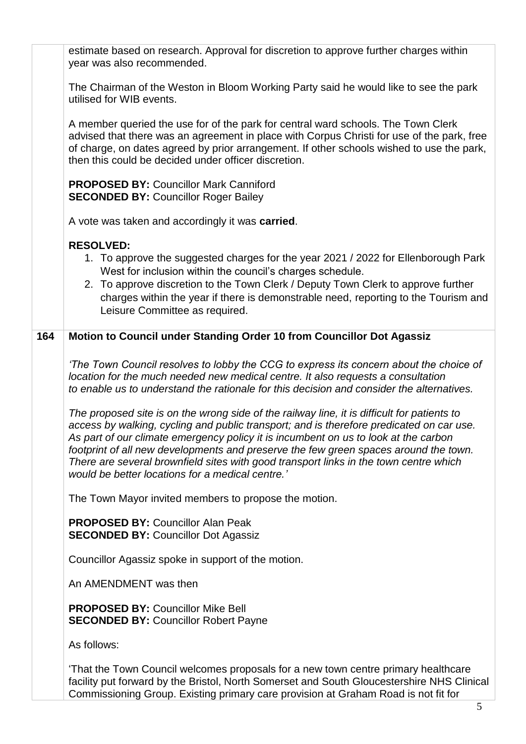estimate based on research. Approval for discretion to approve further charges within year was also recommended.

The Chairman of the Weston in Bloom Working Party said he would like to see the park utilised for WIB events.

A member queried the use for of the park for central ward schools. The Town Clerk advised that there was an agreement in place with Corpus Christi for use of the park, free of charge, on dates agreed by prior arrangement. If other schools wished to use the park, then this could be decided under officer discretion.

**PROPOSED BY:** Councillor Mark Canniford
**SECONDED BY:** Councillor Roger Bailey

A vote was taken and accordingly it was **carried**.

**RESOLVED:**

1. To approve the suggested charges for the year 2021 / 2022 for Ellenborough Park West for inclusion within the council's charges schedule.
2. To approve discretion to the Town Clerk / Deputy Town Clerk to approve further charges within the year if there is demonstrable need, reporting to the Tourism and Leisure Committee as required.

## 164 Motion to Council under Standing Order 10 from Councillor Dot Agassiz

*'The Town Council resolves to lobby the CCG to express its concern about the choice of location for the much needed new medical centre. It also requests a consultation to enable us to understand the rationale for this decision and consider the alternatives.*

*The proposed site is on the wrong side of the railway line, it is difficult for patients to access by walking, cycling and public transport; and is therefore predicated on car use. As part of our climate emergency policy it is incumbent on us to look at the carbon footprint of all new developments and preserve the few green spaces around the town. There are several brownfield sites with good transport links in the town centre which would be better locations for a medical centre.'*

The Town Mayor invited members to propose the motion.

**PROPOSED BY:** Councillor Alan Peak
**SECONDED BY:** Councillor Dot Agassiz

Councillor Agassiz spoke in support of the motion.

An AMENDMENT was then

**PROPOSED BY:** Councillor Mike Bell
**SECONDED BY:** Councillor Robert Payne

As follows:

'That the Town Council welcomes proposals for a new town centre primary healthcare facility put forward by the Bristol, North Somerset and South Gloucestershire NHS Clinical Commissioning Group. Existing primary care provision at Graham Road is not fit for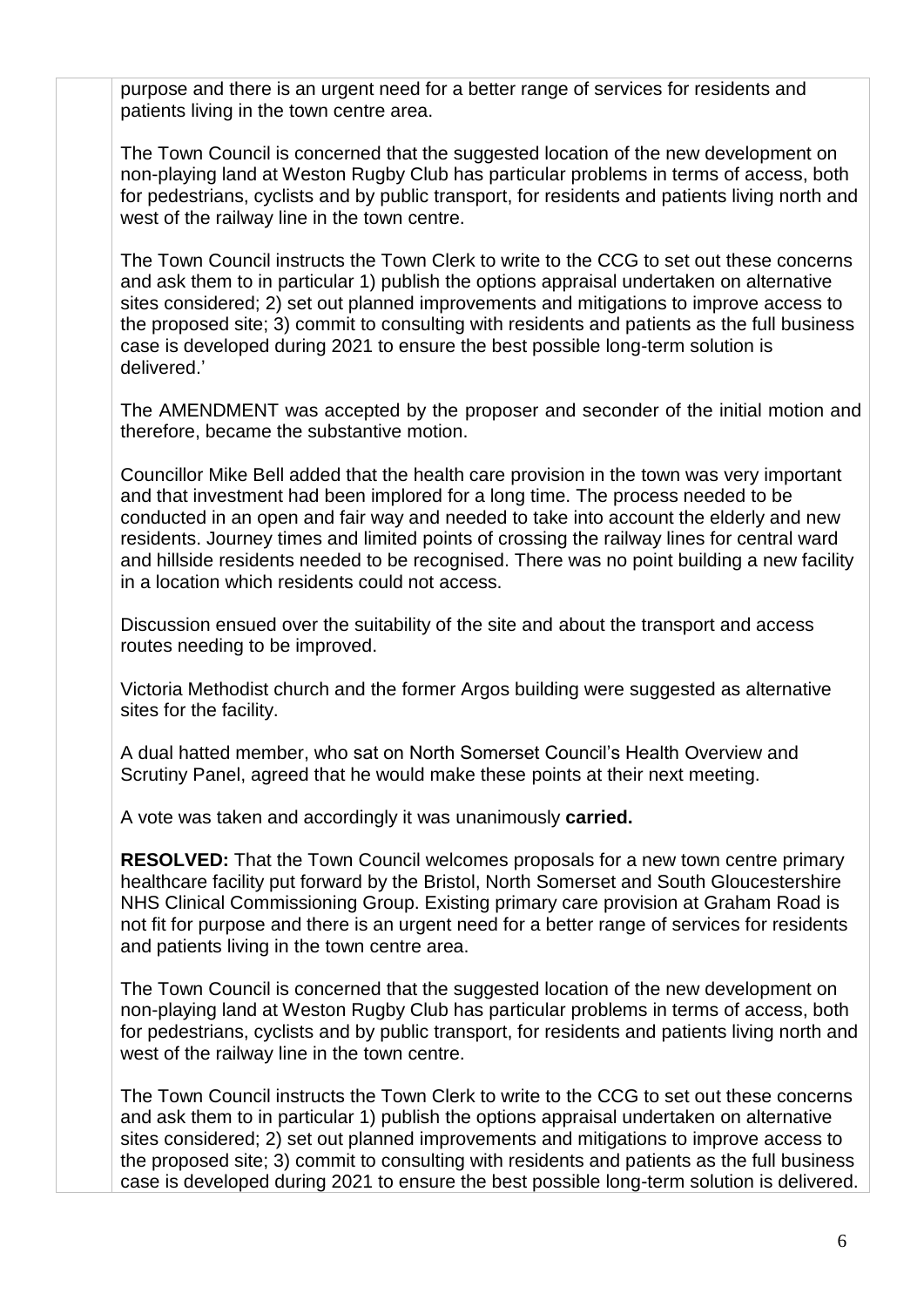purpose and there is an urgent need for a better range of services for residents and patients living in the town centre area.

The Town Council is concerned that the suggested location of the new development on non-playing land at Weston Rugby Club has particular problems in terms of access, both for pedestrians, cyclists and by public transport, for residents and patients living north and west of the railway line in the town centre.

The Town Council instructs the Town Clerk to write to the CCG to set out these concerns and ask them to in particular 1) publish the options appraisal undertaken on alternative sites considered; 2) set out planned improvements and mitigations to improve access to the proposed site; 3) commit to consulting with residents and patients as the full business case is developed during 2021 to ensure the best possible long-term solution is delivered.'

The AMENDMENT was accepted by the proposer and seconder of the initial motion and therefore, became the substantive motion.

Councillor Mike Bell added that the health care provision in the town was very important and that investment had been implored for a long time. The process needed to be conducted in an open and fair way and needed to take into account the elderly and new residents. Journey times and limited points of crossing the railway lines for central ward and hillside residents needed to be recognised. There was no point building a new facility in a location which residents could not access.

Discussion ensued over the suitability of the site and about the transport and access routes needing to be improved.

Victoria Methodist church and the former Argos building were suggested as alternative sites for the facility.

A dual hatted member, who sat on North Somerset Council's Health Overview and Scrutiny Panel, agreed that he would make these points at their next meeting.

A vote was taken and accordingly it was unanimously **carried.**

**RESOLVED:** That the Town Council welcomes proposals for a new town centre primary healthcare facility put forward by the Bristol, North Somerset and South Gloucestershire NHS Clinical Commissioning Group. Existing primary care provision at Graham Road is not fit for purpose and there is an urgent need for a better range of services for residents and patients living in the town centre area.

The Town Council is concerned that the suggested location of the new development on non-playing land at Weston Rugby Club has particular problems in terms of access, both for pedestrians, cyclists and by public transport, for residents and patients living north and west of the railway line in the town centre.

The Town Council instructs the Town Clerk to write to the CCG to set out these concerns and ask them to in particular 1) publish the options appraisal undertaken on alternative sites considered; 2) set out planned improvements and mitigations to improve access to the proposed site; 3) commit to consulting with residents and patients as the full business case is developed during 2021 to ensure the best possible long-term solution is delivered.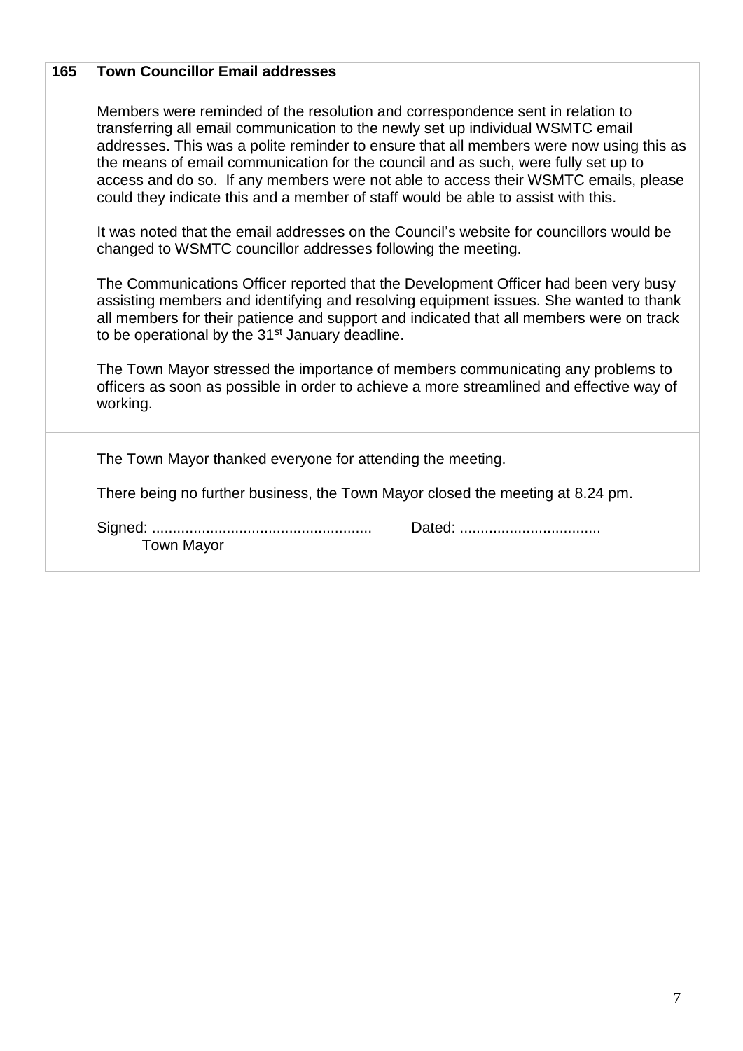| | |
|---|---|
| **165** | **Town Councillor Email addresses**<br><br>Members were reminded of the resolution and correspondence sent in relation to transferring all email communication to the newly set up individual WSMTC email addresses. This was a polite reminder to ensure that all members were now using this as the means of email communication for the council and as such, were fully set up to access and do so. If any members were not able to access their WSMTC emails, please could they indicate this and a member of staff would be able to assist with this.<br><br>It was noted that the email addresses on the Council's website for councillors would be changed to WSMTC councillor addresses following the meeting.<br><br>The Communications Officer reported that the Development Officer had been very busy assisting members and identifying and resolving equipment issues. She wanted to thank all members for their patience and support and indicated that all members were on track to be operational by the 31st January deadline.<br><br>The Town Mayor stressed the importance of members communicating any problems to officers as soon as possible in order to achieve a more streamlined and effective way of working. |
| | The Town Mayor thanked everyone for attending the meeting.<br><br>There being no further business, the Town Mayor closed the meeting at 8.24 pm.<br><br>Signed: .................................................... Dated: ..................................<br>Town Mayor |